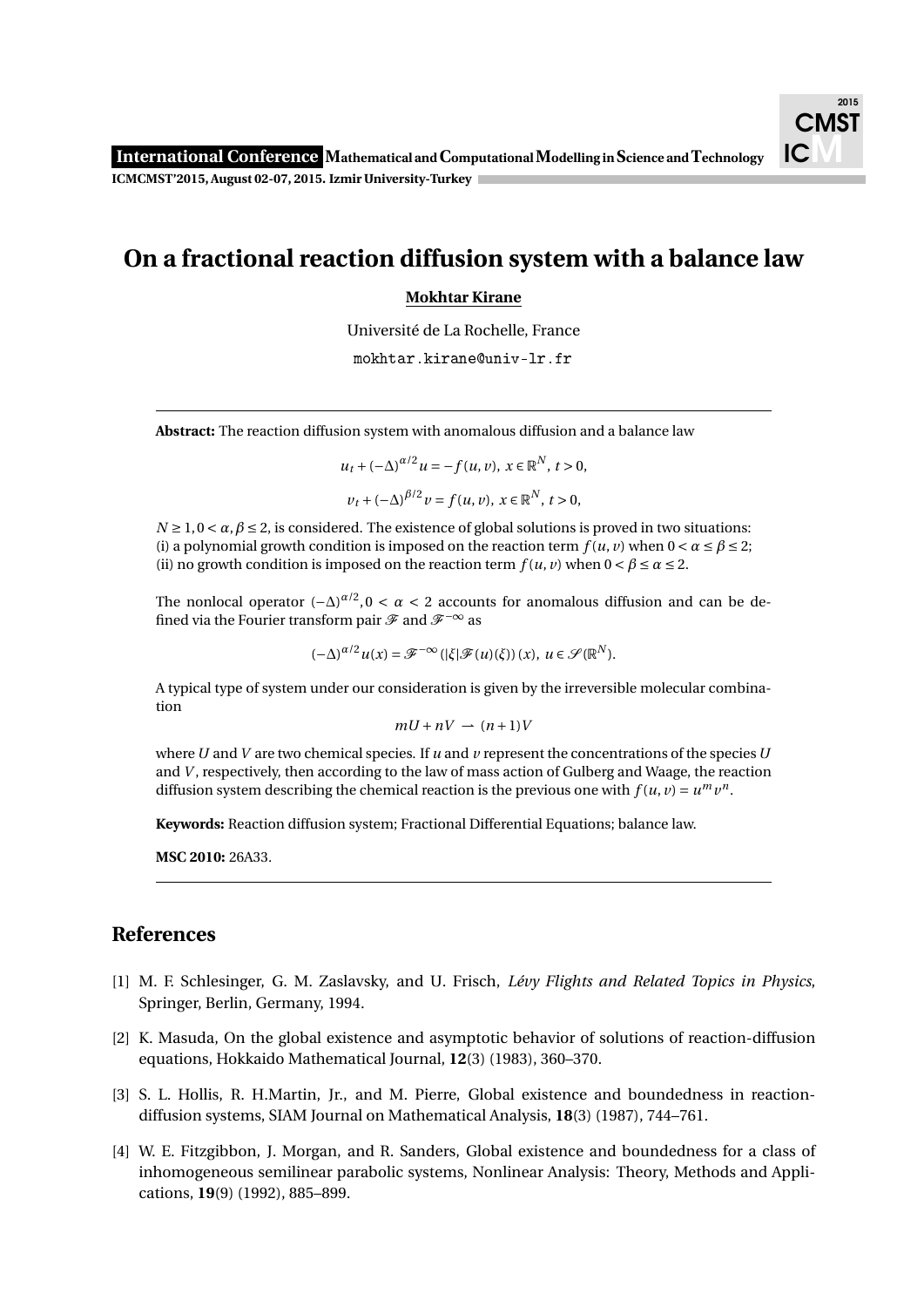# On a fractional reaction diffusion system with a balance law

**Mokhtar Kirane**

Université de La Rochelle, France

mokhtar.kirane@univ-lr.fr

---

**Abstract:** The reaction diffusion system with anomalous diffusion and a balance law

$$u_t + (-\Delta)^{\alpha/2} u = -f(u,v),\ x \in \mathbb{R}^N,\ t > 0,$$

$$v_t + (-\Delta)^{\beta/2} v = f(u,v),\ x \in \mathbb{R}^N,\ t > 0,$$

$N \geq 1, 0 < \alpha, \beta \leq 2$, is considered. The existence of global solutions is proved in two situations:
(i) a polynomial growth condition is imposed on the reaction term $f(u,v)$ when $0 < \alpha \leq \beta \leq 2$;
(ii) no growth condition is imposed on the reaction term $f(u,v)$ when $0 < \beta \leq \alpha \leq 2$.

The nonlocal operator $(-\Delta)^{\alpha/2}, 0 < \alpha < 2$ accounts for anomalous diffusion and can be defined via the Fourier transform pair $\mathscr{F}$ and $\mathscr{F}^{-\infty}$ as

$$(-\Delta)^{\alpha/2} u(x) = \mathscr{F}^{-\infty}\left(|\xi|\mathscr{F}(u)(\xi)\right)(x),\ u \in \mathscr{S}(\mathbb{R}^N).$$

A typical type of system under our consideration is given by the irreversible molecular combination

$$mU + nV \rightharpoonup (n+1)V$$

where $U$ and $V$ are two chemical species. If $u$ and $v$ represent the concentrations of the species $U$ and $V$, respectively, then according to the law of mass action of Gulberg and Waage, the reaction diffusion system describing the chemical reaction is the previous one with $f(u,v) = u^m v^n$.

**Keywords:** Reaction diffusion system; Fractional Differential Equations; balance law.

**MSC 2010:** 26A33.

---

## References

[1] M. F. Schlesinger, G. M. Zaslavsky, and U. Frisch, *Lévy Flights and Related Topics in Physics*, Springer, Berlin, Germany, 1994.

[2] K. Masuda, On the global existence and asymptotic behavior of solutions of reaction-diffusion equations, Hokkaido Mathematical Journal, **12**(3) (1983), 360–370.

[3] S. L. Hollis, R. H.Martin, Jr., and M. Pierre, Global existence and boundedness in reaction-diffusion systems, SIAM Journal on Mathematical Analysis, **18**(3) (1987), 744–761.

[4] W. E. Fitzgibbon, J. Morgan, and R. Sanders, Global existence and boundedness for a class of inhomogeneous semilinear parabolic systems, Nonlinear Analysis: Theory, Methods and Applications, **19**(9) (1992), 885–899.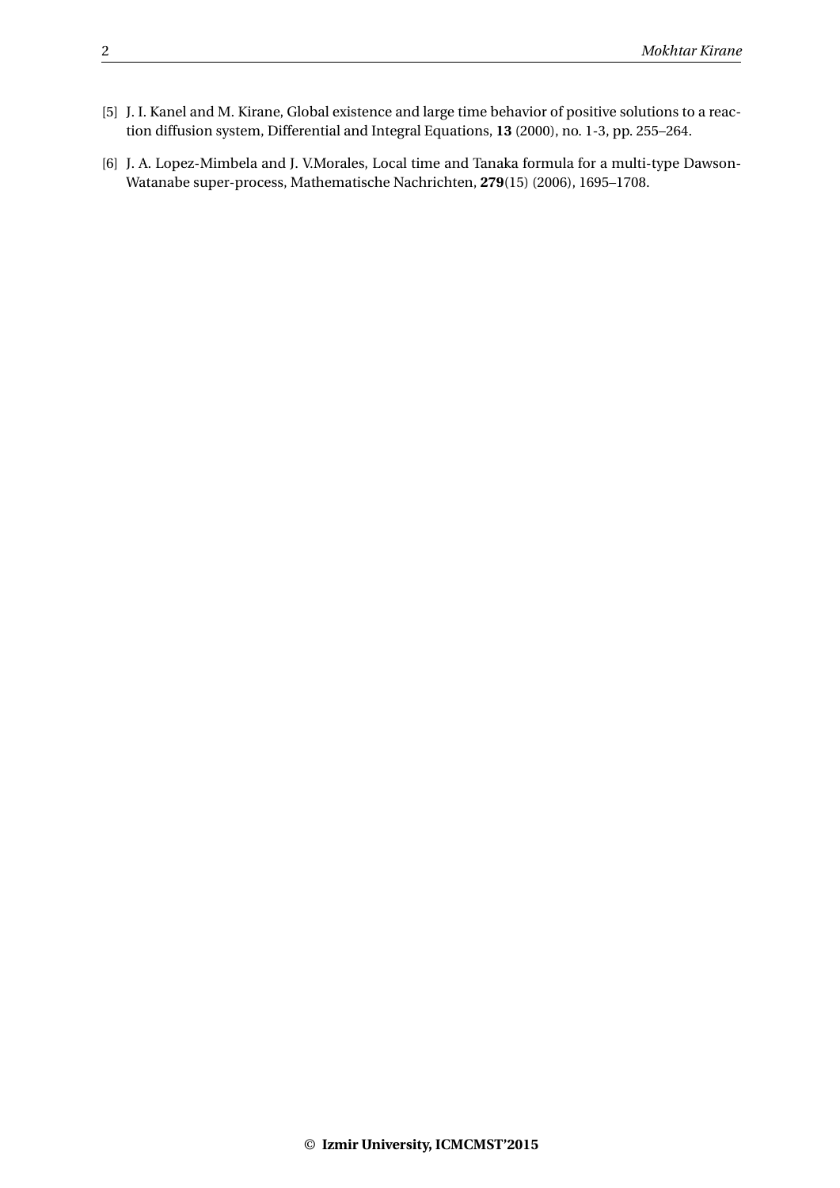[5] J. I. Kanel and M. Kirane, Global existence and large time behavior of positive solutions to a reaction diffusion system, Differential and Integral Equations, **13** (2000), no. 1-3, pp. 255–264.

[6] J. A. Lopez-Mimbela and J. V.Morales, Local time and Tanaka formula for a multi-type Dawson-Watanabe super-process, Mathematische Nachrichten, **279**(15) (2006), 1695–1708.